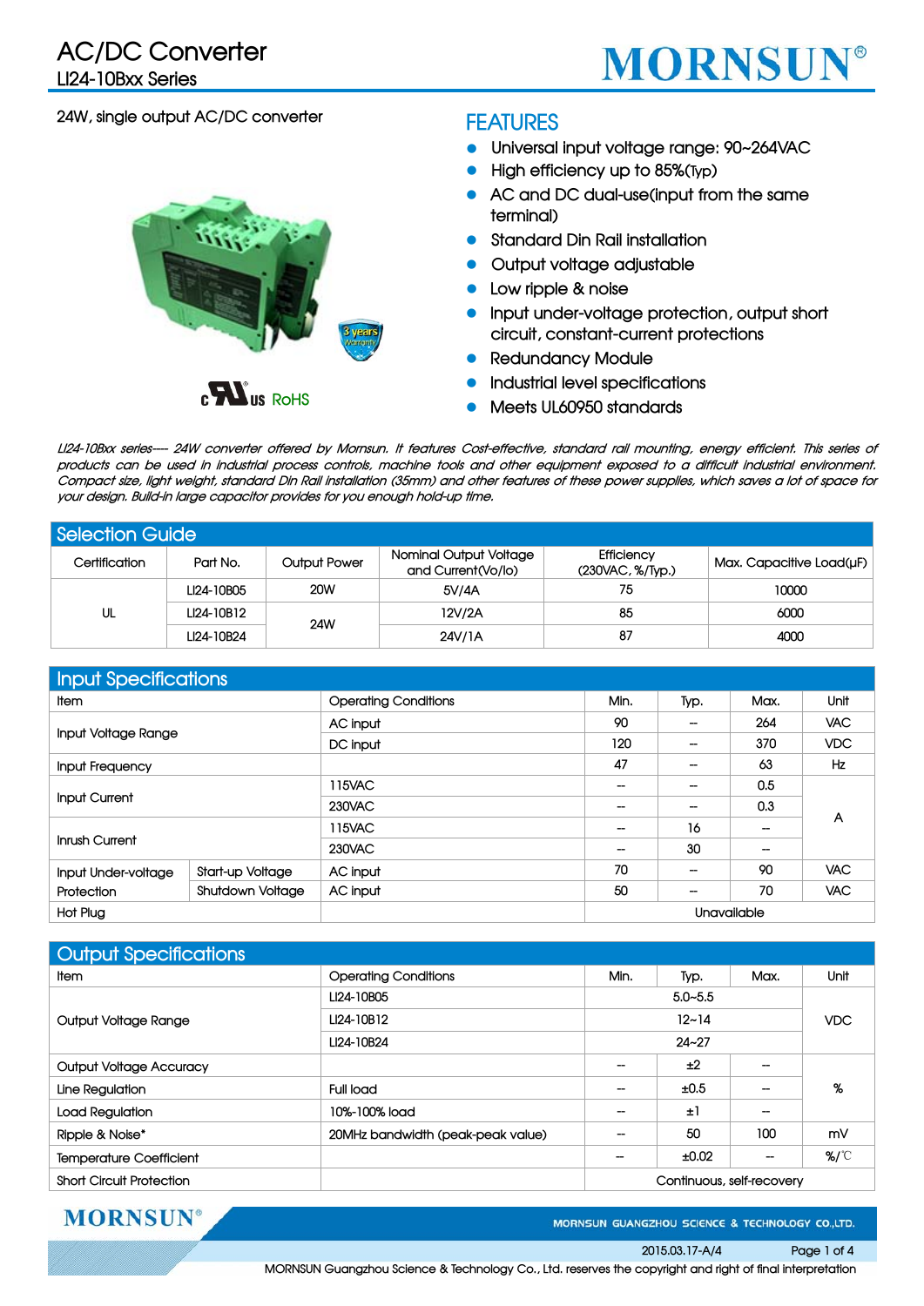# AC/DC Converter
## LI24-10Bxx Series

24W, single output AC/DC converter

cULus RoHS

## FEATURES

- Universal input voltage range: 90~264VAC
- High efficiency up to 85%(Typ)
- AC and DC dual-use(input from the same terminal)
- Standard Din Rail installation
- Output voltage adjustable
- Low ripple & noise
- Input under-voltage protection, output short circuit, constant-current protections
- Redundancy Module
- Industrial level specifications
- Meets UL60950 standards

*LI24-10Bxx series---- 24W converter offered by Mornsun. It features Cost-effective, standard rail mounting, energy efficient. This series of products can be used in industrial process controls, machine tools and other equipment exposed to a difficult industrial environment. Compact size, light weight, standard Din Rail installation (35mm) and other features of these power supplies, which saves a lot of space for your design. Build-in large capacitor provides for you enough hold-up time.*

## Selection Guide

| Certification | Part No. | Output Power | Nominal Output Voltage and Current(Vo/Io) | Efficiency (230VAC, %/Typ.) | Max. Capacitive Load(µF) |
|---|---|---|---|---|---|
| UL | LI24-10B05 | 20W | 5V/4A | 75 | 10000 |
| | LI24-10B12 | 24W | 12V/2A | 85 | 6000 |
| | LI24-10B24 | | 24V/1A | 87 | 4000 |

## Input Specifications

| Item | | Operating Conditions | Min. | Typ. | Max. | Unit |
|---|---|---|---|---|---|---|
| Input Voltage Range | | AC input | 90 | -- | 264 | VAC |
| | | DC input | 120 | -- | 370 | VDC |
| Input Frequency | | | 47 | -- | 63 | Hz |
| Input Current | | 115VAC | -- | -- | 0.5 | A |
| | | 230VAC | -- | -- | 0.3 | |
| Inrush Current | | 115VAC | -- | 16 | -- | |
| | | 230VAC | -- | 30 | -- | |
| Input Under-voltage Protection | Start-up Voltage | AC input | 70 | -- | 90 | VAC |
| | Shutdown Voltage | AC input | 50 | -- | 70 | VAC |
| Hot Plug | | | Unavailable | | | |

## Output Specifications

| Item | Operating Conditions | Min. | Typ. | Max. | Unit |
|---|---|---|---|---|---|
| Output Voltage Range | LI24-10B05 | 5.0~5.5 | | | VDC |
| | LI24-10B12 | 12~14 | | | |
| | LI24-10B24 | 24~27 | | | |
| Output Voltage Accuracy | | -- | ±2 | -- | % |
| Line Regulation | Full load | -- | ±0.5 | -- | |
| Load Regulation | 10%-100% load | -- | ±1 | -- | |
| Ripple & Noise* | 20MHz bandwidth (peak-peak value) | -- | 50 | 100 | mV |
| Temperature Coefficient | | -- | ±0.02 | -- | %/℃ |
| Short Circuit Protection | | Continuous, self-recovery | | | |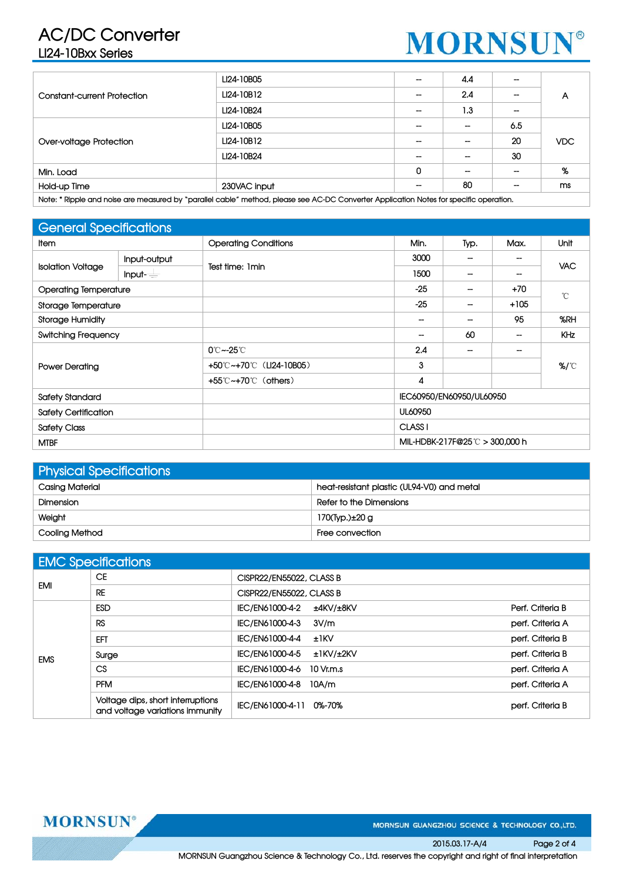| | | | | | |
|---|---|---|---|---|---|
| Constant-current Protection | LI24-10B05 | -- | 4.4 | -- | A |
| | LI24-10B12 | -- | 2.4 | -- | |
| | LI24-10B24 | -- | 1.3 | -- | |
| Over-voltage Protection | LI24-10B05 | -- | -- | 6.5 | VDC |
| | LI24-10B12 | -- | -- | 20 | |
| | LI24-10B24 | -- | -- | 30 | |
| Min. Load | | 0 | -- | -- | % |
| Hold-up Time | 230VAC input | -- | 80 | -- | ms |

Note: * Ripple and noise are measured by "parallel cable" method, please see AC-DC Converter Application Notes for specific operation.

## General Specifications

| Item | | Operating Conditions | Min. | Typ. | Max. | Unit |
|---|---|---|---|---|---|---|
| Isolation Voltage | Input-output | Test time: 1min | 3000 | -- | -- | VAC |
| | Input-⏚ | | 1500 | -- | -- | |
| Operating Temperature | | | -25 | -- | +70 | ℃ |
| Storage Temperature | | | -25 | -- | +105 | |
| Storage Humidity | | | -- | -- | 95 | %RH |
| Switching Frequency | | | -- | 60 | -- | KHz |
| Power Derating | | 0℃~-25℃ | 2.4 | -- | -- | %/℃ |
| | | +50℃~+70℃ (LI24-10B05) | 3 | | | |
| | | +55℃~+70℃ (others) | 4 | | | |
| Safety Standard | | | IEC60950/EN60950/UL60950 | | | |
| Safety Certification | | | UL60950 | | | |
| Safety Class | | | CLASS I | | | |
| MTBF | | | MIL-HDBK-217F@25℃ > 300,000 h | | | |

## Physical Specifications

| | |
|---|---|
| Casing Material | heat-resistant plastic (UL94-V0) and metal |
| Dimension | Refer to the Dimensions |
| Weight | 170(Typ.)±20 g |
| Cooling Method | Free convection |

## EMC Specifications

| | | | |
|---|---|---|---|
| EMI | CE | CISPR22/EN55022, CLASS B | |
| | RE | CISPR22/EN55022, CLASS B | |
| EMS | ESD | IEC/EN61000-4-2 ±4KV/±8KV | Perf. Criteria B |
| | RS | IEC/EN61000-4-3 3V/m | perf. Criteria A |
| | EFT | IEC/EN61000-4-4 ±1KV | perf. Criteria B |
| | Surge | IEC/EN61000-4-5 ±1KV/±2KV | perf. Criteria B |
| | CS | IEC/EN61000-4-6 10 Vr.m.s | perf. Criteria A |
| | PFM | IEC/EN61000-4-8 10A/m | perf. Criteria A |
| | Voltage dips, short interruptions and voltage variations immunity | IEC/EN61000-4-11 0%-70% | perf. Criteria B |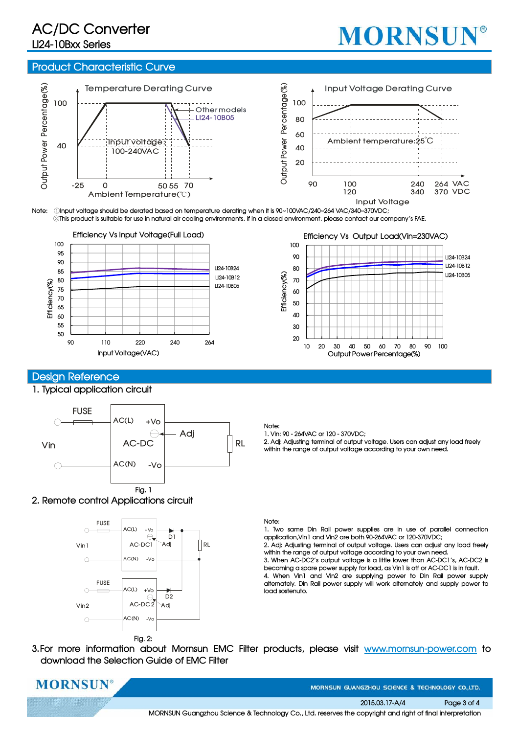## Product Characteristic Curve

Temperature Derating Curve

Input Voltage Derating Curve

Note: ①Input voltage should be derated based on temperature derating when it is 90~100VAC/240~264 VAC/340~370VDC;
②This product is suitable for use in natural air cooling environments, if in a closed environment, please contact our company's FAE.

Efficiency Vs Input Voltage(Full Load)

Efficiency Vs Output Load(Vin=230VAC)

## Design Reference

### 1. Typical application circuit

Fig. 1

Note:
1. Vin: 90 - 264VAC or 120 - 370VDC;
2. Adj: Adjusting terminal of output voltage. Users can adjust any load freely within the range of output voltage according to your own need.

### 2. Remote control Applications circuit

Fig. 2:

Note:
1. Two same Din Rail power supplies are in use of parallel connection application,Vin1 and Vin2 are both 90-264VAC or 120-370VDC;
2. Adj: Adjusting terminal of output voltage. Users can adjust any load freely within the range of output voltage according to your own need.
3. When AC-DC2's output voltage is a little lower than AC-DC1's, AC-DC2 is becoming a spare power supply for load, as Vin1 is off or AC-DC1 is in fault.
4. When Vin1 and Vin2 are supplying power to Din Rail power supply alternately, Din Rail power supply will work alternately and supply power to load sostenuto.

3.For more information about Mornsun EMC Filter products, please visit www.mornsun-power.com to download the Selection Guide of EMC Filter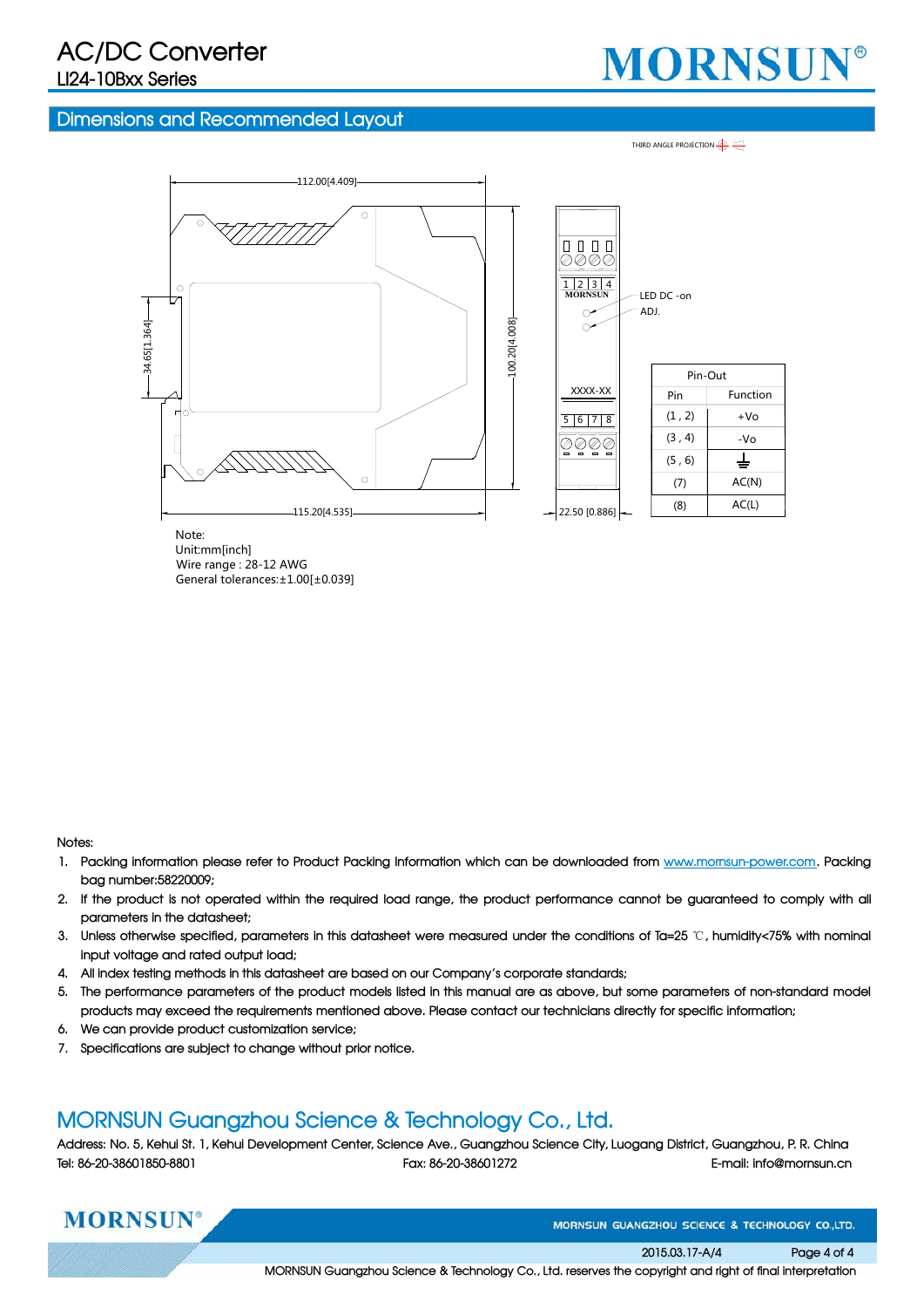## Dimensions and Recommended Layout

THIRD ANGLE PROJECTION

112.00[4.409]

34.65[1.364]

100.20[4.008]

115.20[4.535]

22.50 [0.886]

1 2 3 4

MORNSUN

LED DC -on

ADJ.

XXXX-XX

5 6 7 8

| Pin-Out | |
|---|---|
| Pin | Function |
| (1 , 2) | +Vo |
| (3 , 4) | -Vo |
| (5 , 6) | ⏚ |
| (7) | AC(N) |
| (8) | AC(L) |

Note:
Unit:mm[inch]
Wire range : 28-12 AWG
General tolerances:±1.00[±0.039]

Notes:

1. Packing information please refer to Product Packing Information which can be downloaded from www.mornsun-power.com. Packing bag number:58220009;
2. If the product is not operated within the required load range, the product performance cannot be guaranteed to comply with all parameters in the datasheet;
3. Unless otherwise specified, parameters in this datasheet were measured under the conditions of Ta=25 ℃, humidity<75% with nominal input voltage and rated output load;
4. All index testing methods in this datasheet are based on our Company's corporate standards;
5. The performance parameters of the product models listed in this manual are as above, but some parameters of non-standard model products may exceed the requirements mentioned above. Please contact our technicians directly for specific information;
6. We can provide product customization service;
7. Specifications are subject to change without prior notice.

## MORNSUN Guangzhou Science & Technology Co., Ltd.

Address: No. 5, Kehui St. 1, Kehui Development Center, Science Ave., Guangzhou Science City, Luogang District, Guangzhou, P. R. China
Tel: 86-20-38601850-8801 Fax: 86-20-38601272 E-mail: info@mornsun.cn

2015.03.17-A/4

MORNSUN Guangzhou Science & Technology Co., Ltd. reserves the copyright and right of final interpretation